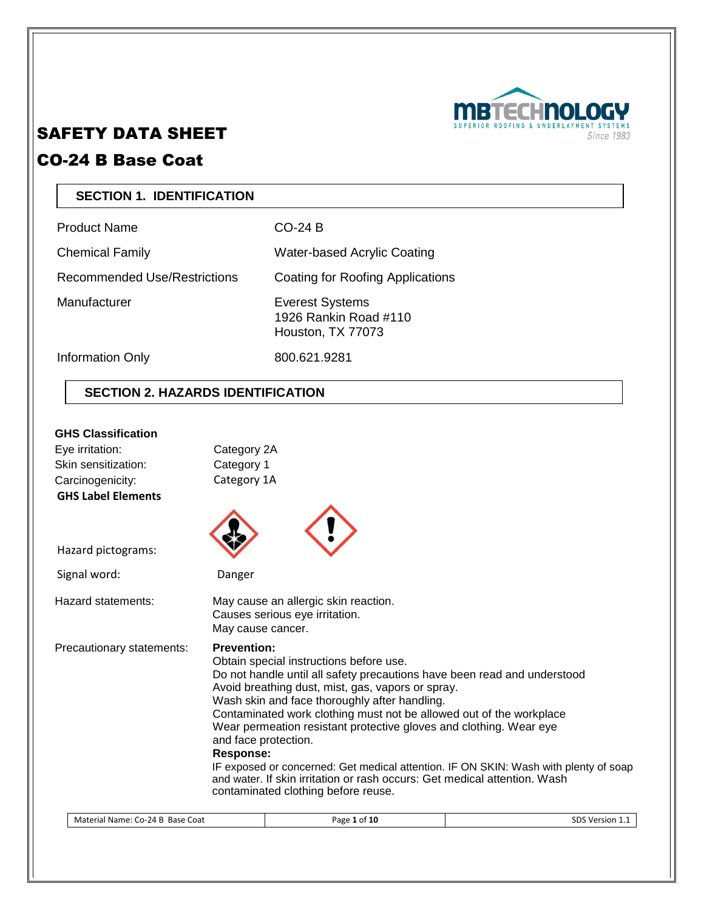# SAFETY DATA SHEET

# CO-24 B Base Coat

## SECTION 1. IDENTIFICATION

| | |
|---|---|
| Product Name | CO-24 B |
| Chemical Family | Water-based Acrylic Coating |
| Recommended Use/Restrictions | Coating for Roofing Applications |
| Manufacturer | Everest Systems<br>1926 Rankin Road #110<br>Houston, TX 77073 |
| Information Only | 800.621.9281 |

## SECTION 2. HAZARDS IDENTIFICATION

**GHS Classification**

| | |
|---|---|
| Eye irritation: | Category 2A |
| Skin sensitization: | Category 1 |
| Carcinogenicity: | Category 1A |

**GHS Label Elements**

Hazard pictograms:

Signal word: Danger

Hazard statements:

May cause an allergic skin reaction.
Causes serious eye irritation.
May cause cancer.

Precautionary statements:

**Prevention:**
Obtain special instructions before use.
Do not handle until all safety precautions have been read and understood
Avoid breathing dust, mist, gas, vapors or spray.
Wash skin and face thoroughly after handling.
Contaminated work clothing must not be allowed out of the workplace
Wear permeation resistant protective gloves and clothing. Wear eye and face protection.

**Response:**
IF exposed or concerned: Get medical attention. IF ON SKIN: Wash with plenty of soap and water. If skin irritation or rash occurs: Get medical attention. Wash contaminated clothing before reuse.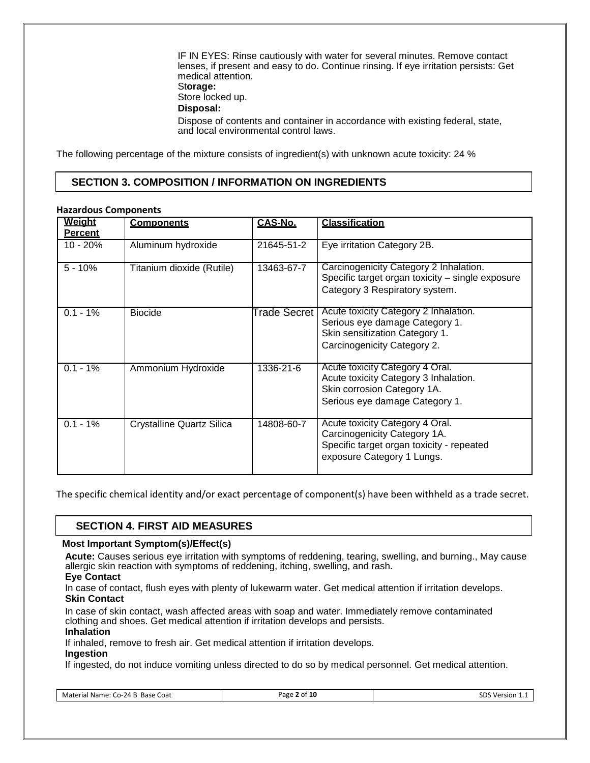IF IN EYES: Rinse cautiously with water for several minutes. Remove contact lenses, if present and easy to do. Continue rinsing. If eye irritation persists: Get medical attention.

**Storage:**

Store locked up.

**Disposal:**

Dispose of contents and container in accordance with existing federal, state, and local environmental control laws.

The following percentage of the mixture consists of ingredient(s) with unknown acute toxicity: 24 %

## SECTION 3. COMPOSITION / INFORMATION ON INGREDIENTS

**Hazardous Components**

| Weight Percent | Components | CAS-No. | Classification |
|---|---|---|---|
| 10 - 20% | Aluminum hydroxide | 21645-51-2 | Eye irritation Category 2B. |
| 5 - 10% | Titanium dioxide (Rutile) | 13463-67-7 | Carcinogenicity Category 2 Inhalation.<br>Specific target organ toxicity – single exposure Category 3 Respiratory system. |
| 0.1 - 1% | Biocide | Trade Secret | Acute toxicity Category 2 Inhalation.<br>Serious eye damage Category 1.<br>Skin sensitization Category 1.<br>Carcinogenicity Category 2. |
| 0.1 - 1% | Ammonium Hydroxide | 1336-21-6 | Acute toxicity Category 4 Oral.<br>Acute toxicity Category 3 Inhalation.<br>Skin corrosion Category 1A.<br>Serious eye damage Category 1. |
| 0.1 - 1% | Crystalline Quartz Silica | 14808-60-7 | Acute toxicity Category 4 Oral.<br>Carcinogenicity Category 1A.<br>Specific target organ toxicity - repeated exposure Category 1 Lungs. |

The specific chemical identity and/or exact percentage of component(s) have been withheld as a trade secret.

## SECTION 4. FIRST AID MEASURES

**Most Important Symptom(s)/Effect(s)**

**Acute:** Causes serious eye irritation with symptoms of reddening, tearing, swelling, and burning., May cause allergic skin reaction with symptoms of reddening, itching, swelling, and rash.

**Eye Contact**

In case of contact, flush eyes with plenty of lukewarm water. Get medical attention if irritation develops.

**Skin Contact**

In case of skin contact, wash affected areas with soap and water. Immediately remove contaminated clothing and shoes. Get medical attention if irritation develops and persists.

**Inhalation**

If inhaled, remove to fresh air. Get medical attention if irritation develops.

**Ingestion**

If ingested, do not induce vomiting unless directed to do so by medical personnel. Get medical attention.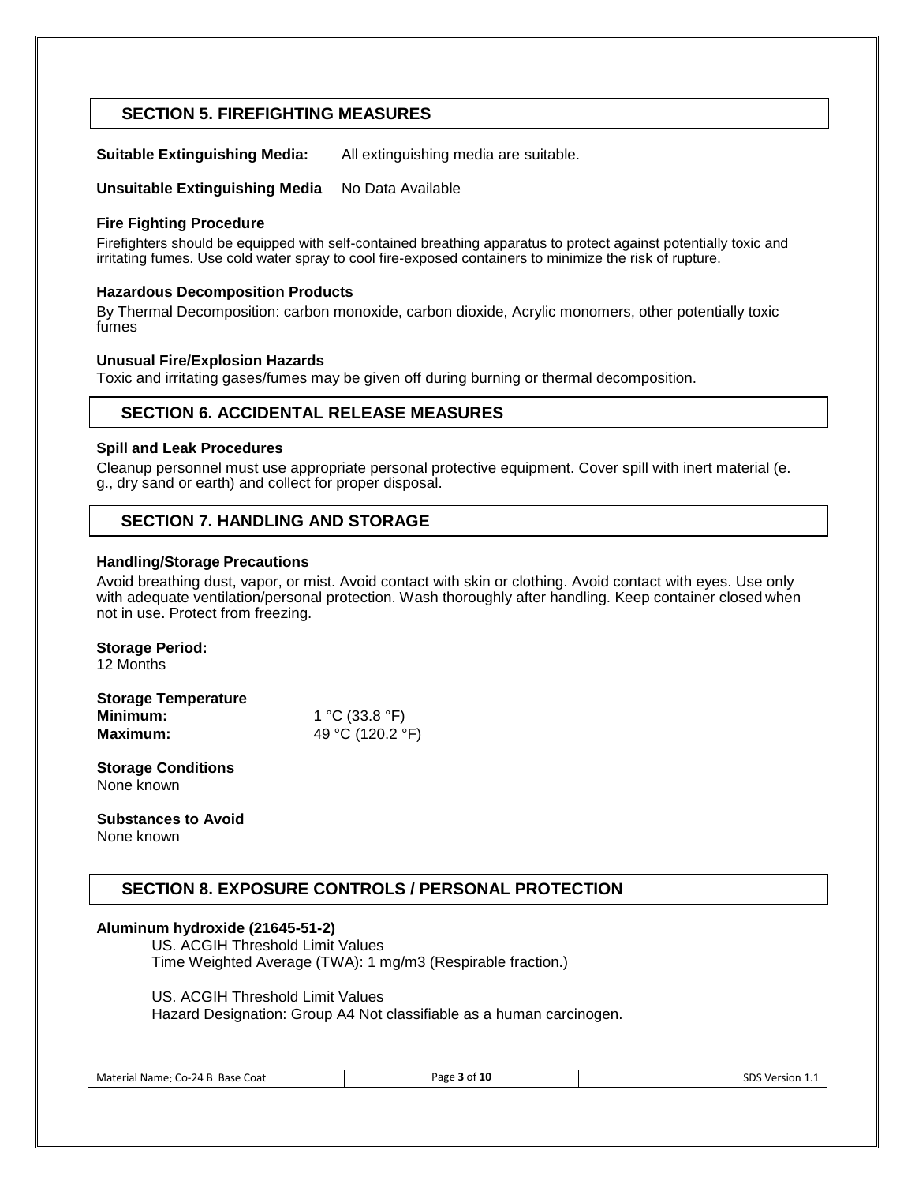## SECTION 5. FIREFIGHTING MEASURES

**Suitable Extinguishing Media:** All extinguishing media are suitable.

**Unsuitable Extinguishing Media** No Data Available

**Fire Fighting Procedure**

Firefighters should be equipped with self-contained breathing apparatus to protect against potentially toxic and irritating fumes. Use cold water spray to cool fire-exposed containers to minimize the risk of rupture.

**Hazardous Decomposition Products**

By Thermal Decomposition: carbon monoxide, carbon dioxide, Acrylic monomers, other potentially toxic fumes

**Unusual Fire/Explosion Hazards**

Toxic and irritating gases/fumes may be given off during burning or thermal decomposition.

## SECTION 6. ACCIDENTAL RELEASE MEASURES

**Spill and Leak Procedures**

Cleanup personnel must use appropriate personal protective equipment. Cover spill with inert material (e. g., dry sand or earth) and collect for proper disposal.

## SECTION 7. HANDLING AND STORAGE

**Handling/Storage Precautions**

Avoid breathing dust, vapor, or mist. Avoid contact with skin or clothing. Avoid contact with eyes. Use only with adequate ventilation/personal protection. Wash thoroughly after handling. Keep container closed when not in use. Protect from freezing.

**Storage Period:**
12 Months

**Storage Temperature**
**Minimum:** 1 °C (33.8 °F)
**Maximum:** 49 °C (120.2 °F)

**Storage Conditions**
None known

**Substances to Avoid**
None known

## SECTION 8. EXPOSURE CONTROLS / PERSONAL PROTECTION

**Aluminum hydroxide (21645-51-2)**

US. ACGIH Threshold Limit Values
Time Weighted Average (TWA): 1 mg/m3 (Respirable fraction.)

US. ACGIH Threshold Limit Values
Hazard Designation: Group A4 Not classifiable as a human carcinogen.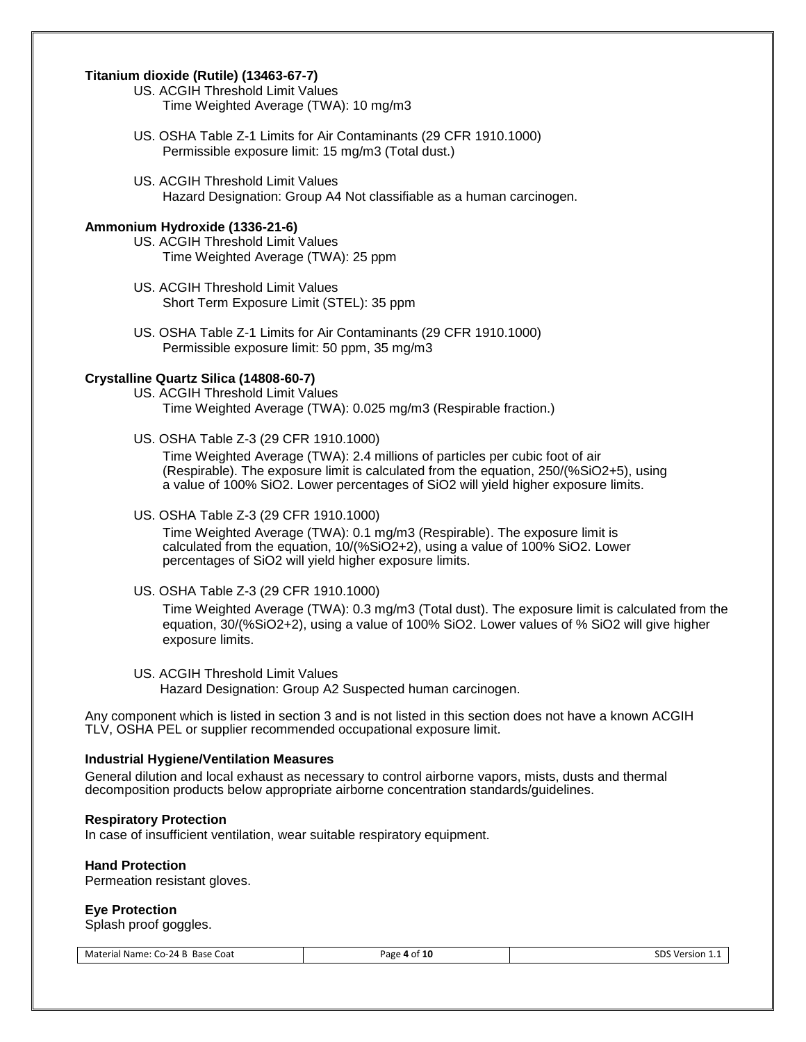**Titanium dioxide (Rutile) (13463-67-7)**

US. ACGIH Threshold Limit Values
Time Weighted Average (TWA): 10 mg/m3

US. OSHA Table Z-1 Limits for Air Contaminants (29 CFR 1910.1000)
Permissible exposure limit: 15 mg/m3 (Total dust.)

US. ACGIH Threshold Limit Values
Hazard Designation: Group A4 Not classifiable as a human carcinogen.

**Ammonium Hydroxide (1336-21-6)**

US. ACGIH Threshold Limit Values
Time Weighted Average (TWA): 25 ppm

US. ACGIH Threshold Limit Values
Short Term Exposure Limit (STEL): 35 ppm

US. OSHA Table Z-1 Limits for Air Contaminants (29 CFR 1910.1000)
Permissible exposure limit: 50 ppm, 35 mg/m3

**Crystalline Quartz Silica (14808-60-7)**

US. ACGIH Threshold Limit Values
Time Weighted Average (TWA): 0.025 mg/m3 (Respirable fraction.)

US. OSHA Table Z-3 (29 CFR 1910.1000)
Time Weighted Average (TWA): 2.4 millions of particles per cubic foot of air (Respirable). The exposure limit is calculated from the equation, 250/(%SiO2+5), using a value of 100% SiO2. Lower percentages of SiO2 will yield higher exposure limits.

US. OSHA Table Z-3 (29 CFR 1910.1000)
Time Weighted Average (TWA): 0.1 mg/m3 (Respirable). The exposure limit is calculated from the equation, 10/(%SiO2+2), using a value of 100% SiO2. Lower percentages of SiO2 will yield higher exposure limits.

US. OSHA Table Z-3 (29 CFR 1910.1000)
Time Weighted Average (TWA): 0.3 mg/m3 (Total dust). The exposure limit is calculated from the equation, 30/(%SiO2+2), using a value of 100% SiO2. Lower values of % SiO2 will give higher exposure limits.

US. ACGIH Threshold Limit Values
Hazard Designation: Group A2 Suspected human carcinogen.

Any component which is listed in section 3 and is not listed in this section does not have a known ACGIH TLV, OSHA PEL or supplier recommended occupational exposure limit.

**Industrial Hygiene/Ventilation Measures**

General dilution and local exhaust as necessary to control airborne vapors, mists, dusts and thermal decomposition products below appropriate airborne concentration standards/guidelines.

**Respiratory Protection**

In case of insufficient ventilation, wear suitable respiratory equipment.

**Hand Protection**

Permeation resistant gloves.

**Eye Protection**

Splash proof goggles.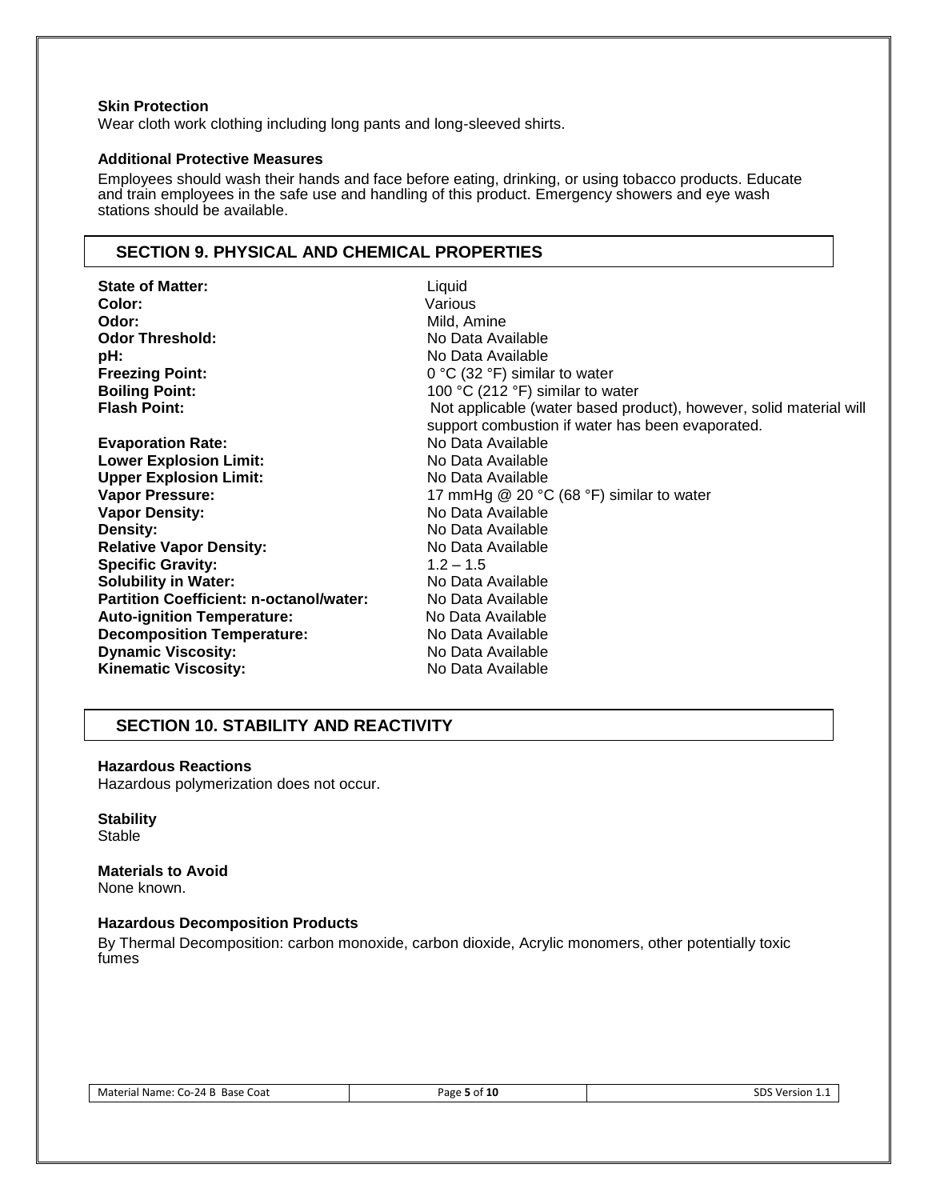**Skin Protection**

Wear cloth work clothing including long pants and long-sleeved shirts.

**Additional Protective Measures**

Employees should wash their hands and face before eating, drinking, or using tobacco products. Educate and train employees in the safe use and handling of this product. Emergency showers and eye wash stations should be available.

## SECTION 9. PHYSICAL AND CHEMICAL PROPERTIES

| | |
|---|---|
| **State of Matter:** | Liquid |
| **Color:** | Various |
| **Odor:** | Mild, Amine |
| **Odor Threshold:** | No Data Available |
| **pH:** | No Data Available |
| **Freezing Point:** | 0 °C (32 °F) similar to water |
| **Boiling Point:** | 100 °C (212 °F) similar to water |
| **Flash Point:** | Not applicable (water based product), however, solid material will support combustion if water has been evaporated. |
| **Evaporation Rate:** | No Data Available |
| **Lower Explosion Limit:** | No Data Available |
| **Upper Explosion Limit:** | No Data Available |
| **Vapor Pressure:** | 17 mmHg @ 20 °C (68 °F) similar to water |
| **Vapor Density:** | No Data Available |
| **Density:** | No Data Available |
| **Relative Vapor Density:** | No Data Available |
| **Specific Gravity:** | 1.2 – 1.5 |
| **Solubility in Water:** | No Data Available |
| **Partition Coefficient: n-octanol/water:** | No Data Available |
| **Auto-ignition Temperature:** | No Data Available |
| **Decomposition Temperature:** | No Data Available |
| **Dynamic Viscosity:** | No Data Available |
| **Kinematic Viscosity:** | No Data Available |

## SECTION 10. STABILITY AND REACTIVITY

**Hazardous Reactions**

Hazardous polymerization does not occur.

**Stability**

Stable

**Materials to Avoid**

None known.

**Hazardous Decomposition Products**

By Thermal Decomposition: carbon monoxide, carbon dioxide, Acrylic monomers, other potentially toxic fumes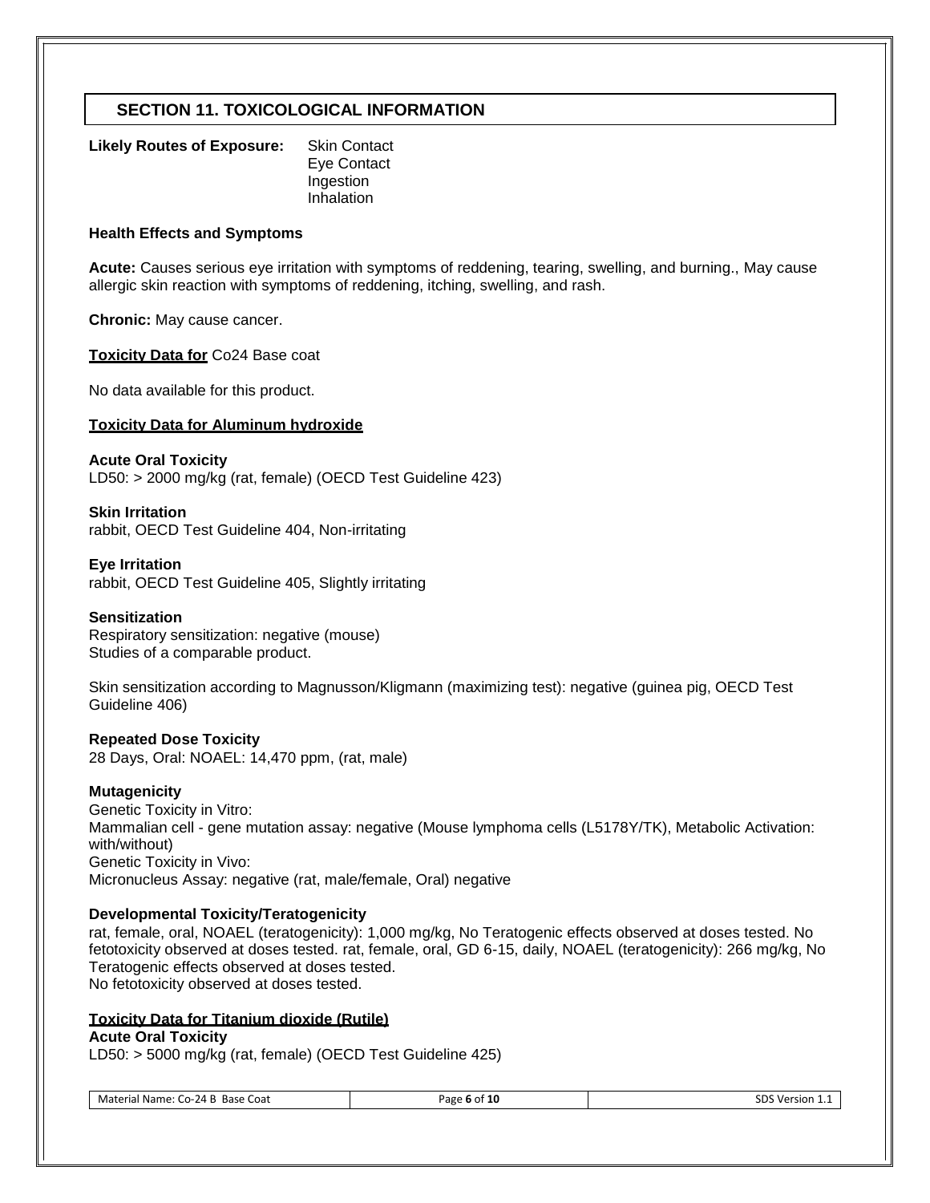## SECTION 11. TOXICOLOGICAL INFORMATION

**Likely Routes of Exposure:** Skin Contact
Eye Contact
Ingestion
Inhalation

**Health Effects and Symptoms**

**Acute:** Causes serious eye irritation with symptoms of reddening, tearing, swelling, and burning., May cause allergic skin reaction with symptoms of reddening, itching, swelling, and rash.

**Chronic:** May cause cancer.

**Toxicity Data for** Co24 Base coat

No data available for this product.

**Toxicity Data for Aluminum hydroxide**

**Acute Oral Toxicity**
LD50: > 2000 mg/kg (rat, female) (OECD Test Guideline 423)

**Skin Irritation**
rabbit, OECD Test Guideline 404, Non-irritating

**Eye Irritation**
rabbit, OECD Test Guideline 405, Slightly irritating

**Sensitization**
Respiratory sensitization: negative (mouse)
Studies of a comparable product.

Skin sensitization according to Magnusson/Kligmann (maximizing test): negative (guinea pig, OECD Test Guideline 406)

**Repeated Dose Toxicity**
28 Days, Oral: NOAEL: 14,470 ppm, (rat, male)

**Mutagenicity**
Genetic Toxicity in Vitro:
Mammalian cell - gene mutation assay: negative (Mouse lymphoma cells (L5178Y/TK), Metabolic Activation: with/without)
Genetic Toxicity in Vivo:
Micronucleus Assay: negative (rat, male/female, Oral) negative

**Developmental Toxicity/Teratogenicity**
rat, female, oral, NOAEL (teratogenicity): 1,000 mg/kg, No Teratogenic effects observed at doses tested. No fetotoxicity observed at doses tested. rat, female, oral, GD 6-15, daily, NOAEL (teratogenicity): 266 mg/kg, No Teratogenic effects observed at doses tested.
No fetotoxicity observed at doses tested.

**Toxicity Data for Titanium dioxide (Rutile)**

**Acute Oral Toxicity**
LD50: > 5000 mg/kg (rat, female) (OECD Test Guideline 425)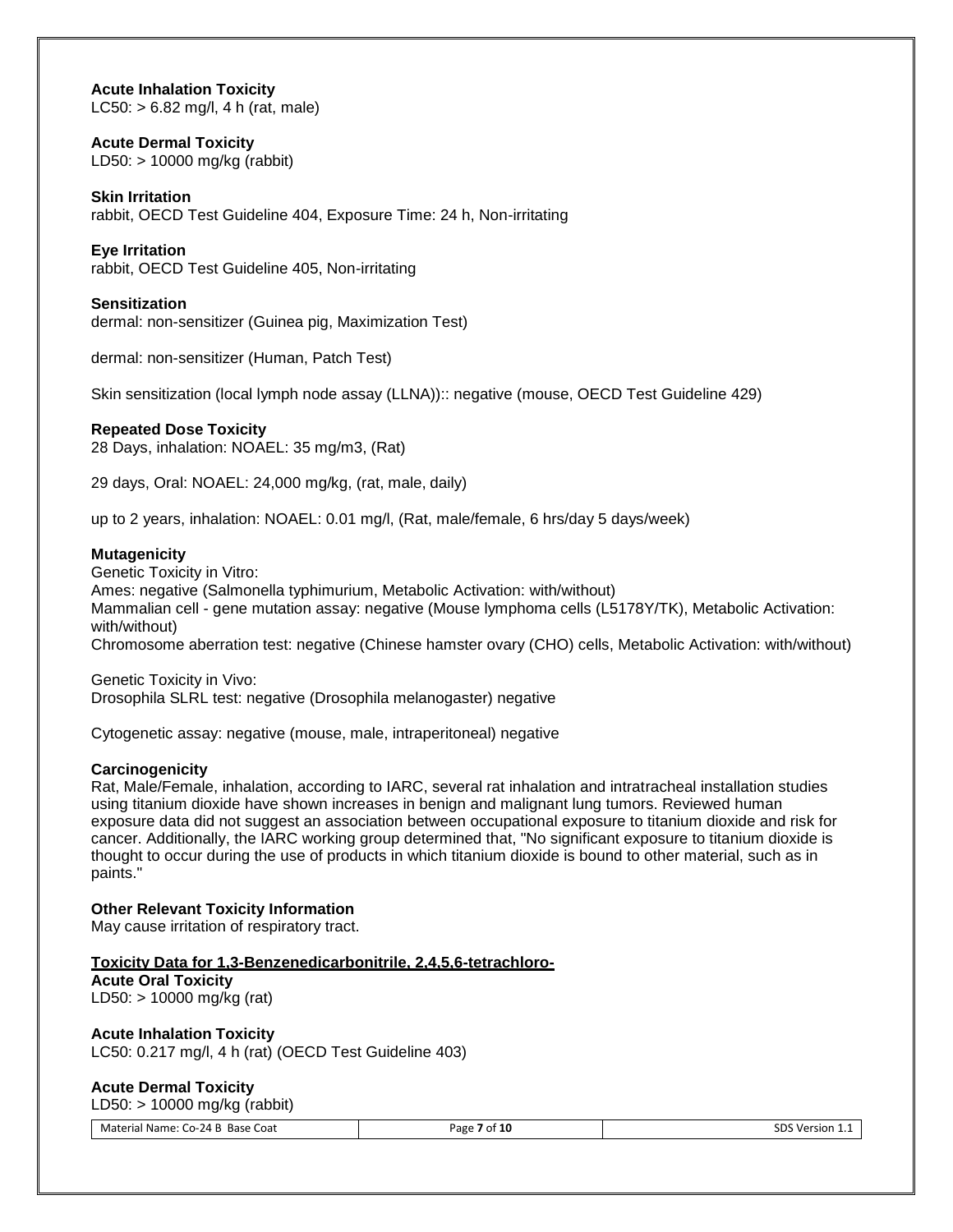**Acute Inhalation Toxicity**
LC50: > 6.82 mg/l, 4 h (rat, male)

**Acute Dermal Toxicity**
LD50: > 10000 mg/kg (rabbit)

**Skin Irritation**
rabbit, OECD Test Guideline 404, Exposure Time: 24 h, Non-irritating

**Eye Irritation**
rabbit, OECD Test Guideline 405, Non-irritating

**Sensitization**
dermal: non-sensitizer (Guinea pig, Maximization Test)

dermal: non-sensitizer (Human, Patch Test)

Skin sensitization (local lymph node assay (LLNA)):: negative (mouse, OECD Test Guideline 429)

**Repeated Dose Toxicity**
28 Days, inhalation: NOAEL: 35 mg/m3, (Rat)

29 days, Oral: NOAEL: 24,000 mg/kg, (rat, male, daily)

up to 2 years, inhalation: NOAEL: 0.01 mg/l, (Rat, male/female, 6 hrs/day 5 days/week)

**Mutagenicity**
Genetic Toxicity in Vitro:
Ames: negative (Salmonella typhimurium, Metabolic Activation: with/without)
Mammalian cell - gene mutation assay: negative (Mouse lymphoma cells (L5178Y/TK), Metabolic Activation: with/without)
Chromosome aberration test: negative (Chinese hamster ovary (CHO) cells, Metabolic Activation: with/without)

Genetic Toxicity in Vivo:
Drosophila SLRL test: negative (Drosophila melanogaster) negative

Cytogenetic assay: negative (mouse, male, intraperitoneal) negative

**Carcinogenicity**
Rat, Male/Female, inhalation, according to IARC, several rat inhalation and intratracheal installation studies using titanium dioxide have shown increases in benign and malignant lung tumors. Reviewed human exposure data did not suggest an association between occupational exposure to titanium dioxide and risk for cancer. Additionally, the IARC working group determined that, "No significant exposure to titanium dioxide is thought to occur during the use of products in which titanium dioxide is bound to other material, such as in paints."

**Other Relevant Toxicity Information**
May cause irritation of respiratory tract.

**Toxicity Data for 1,3-Benzenedicarbonitrile, 2,4,5,6-tetrachloro-**

**Acute Oral Toxicity**
LD50: > 10000 mg/kg (rat)

**Acute Inhalation Toxicity**
LC50: 0.217 mg/l, 4 h (rat) (OECD Test Guideline 403)

**Acute Dermal Toxicity**
LD50: > 10000 mg/kg (rabbit)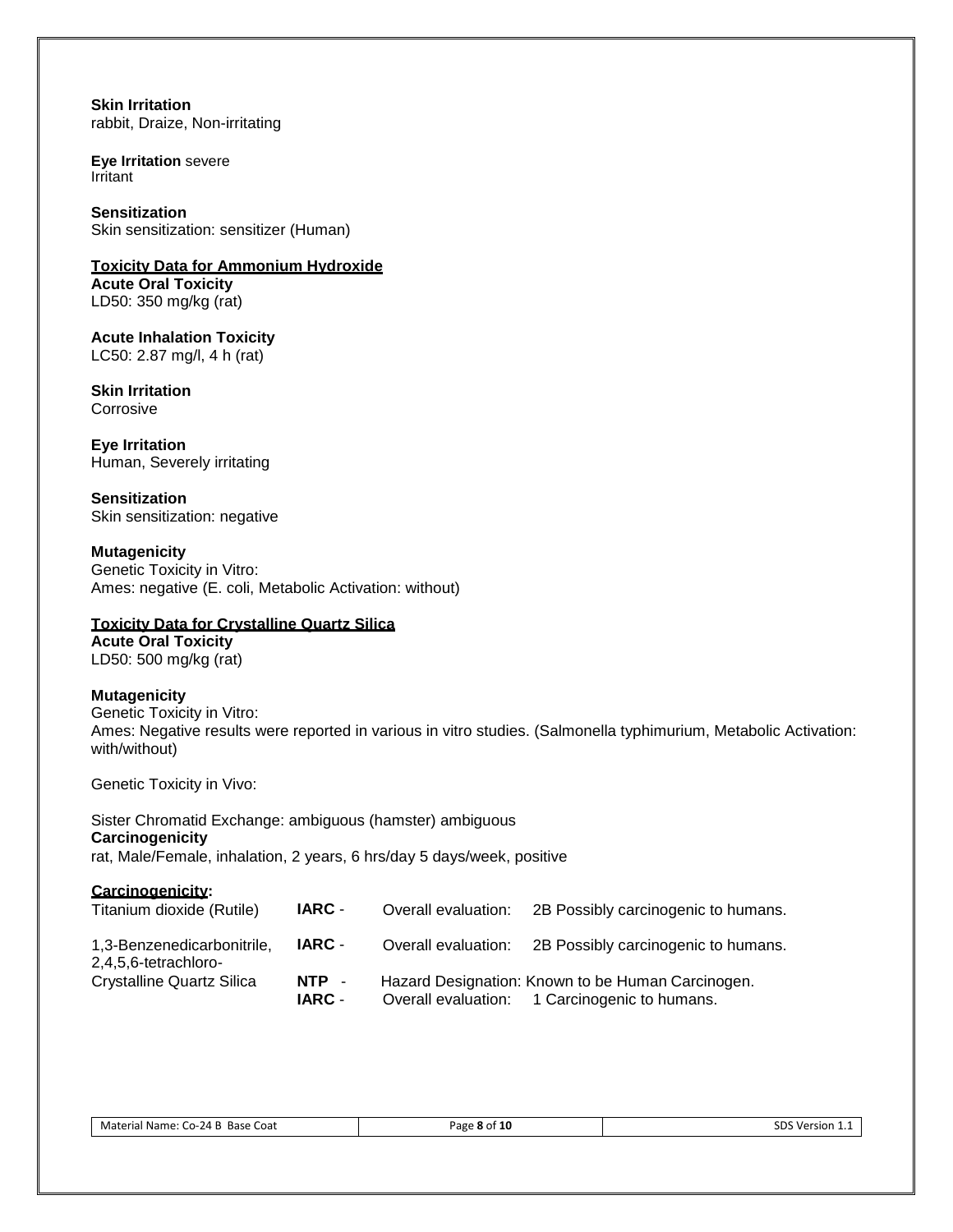**Skin Irritation**
rabbit, Draize, Non-irritating

**Eye Irritation** severe
Irritant

**Sensitization**
Skin sensitization: sensitizer (Human)

**Toxicity Data for Ammonium Hydroxide**

**Acute Oral Toxicity**
LD50: 350 mg/kg (rat)

**Acute Inhalation Toxicity**
LC50: 2.87 mg/l, 4 h (rat)

**Skin Irritation**
Corrosive

**Eye Irritation**
Human, Severely irritating

**Sensitization**
Skin sensitization: negative

**Mutagenicity**
Genetic Toxicity in Vitro:
Ames: negative (E. coli, Metabolic Activation: without)

**Toxicity Data for Crystalline Quartz Silica**

**Acute Oral Toxicity**
LD50: 500 mg/kg (rat)

**Mutagenicity**
Genetic Toxicity in Vitro:
Ames: Negative results were reported in various in vitro studies. (Salmonella typhimurium, Metabolic Activation: with/without)

Genetic Toxicity in Vivo:

Sister Chromatid Exchange: ambiguous (hamster) ambiguous

**Carcinogenicity**
rat, Male/Female, inhalation, 2 years, 6 hrs/day 5 days/week, positive

**Carcinogenicity:**

| | | | |
|---|---|---|---|
| Titanium dioxide (Rutile) | **IARC** - | Overall evaluation: | 2B Possibly carcinogenic to humans. |
| 1,3-Benzenedicarbonitrile, 2,4,5,6-tetrachloro- | **IARC** - | Overall evaluation: | 2B Possibly carcinogenic to humans. |
| Crystalline Quartz Silica | **NTP** - | Hazard Designation: Known to be Human Carcinogen. | |
| | **IARC** - | Overall evaluation: | 1 Carcinogenic to humans. |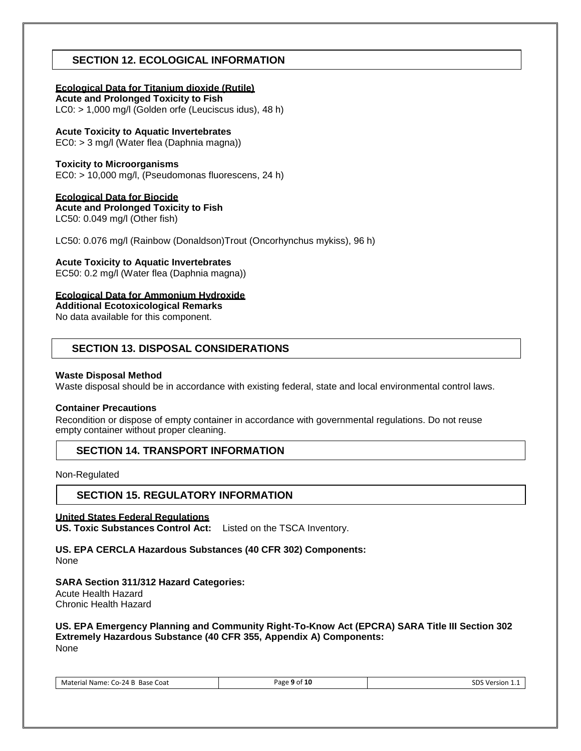## SECTION 12. ECOLOGICAL INFORMATION

**Ecological Data for Titanium dioxide (Rutile)**

**Acute and Prolonged Toxicity to Fish**
LC0: > 1,000 mg/l (Golden orfe (Leuciscus idus), 48 h)

**Acute Toxicity to Aquatic Invertebrates**
EC0: > 3 mg/l (Water flea (Daphnia magna))

**Toxicity to Microorganisms**
EC0: > 10,000 mg/l, (Pseudomonas fluorescens, 24 h)

**Ecological Data for Biocide**

**Acute and Prolonged Toxicity to Fish**
LC50: 0.049 mg/l (Other fish)

LC50: 0.076 mg/l (Rainbow (Donaldson)Trout (Oncorhynchus mykiss), 96 h)

**Acute Toxicity to Aquatic Invertebrates**
EC50: 0.2 mg/l (Water flea (Daphnia magna))

**Ecological Data for Ammonium Hydroxide**

**Additional Ecotoxicological Remarks**
No data available for this component.

## SECTION 13. DISPOSAL CONSIDERATIONS

**Waste Disposal Method**
Waste disposal should be in accordance with existing federal, state and local environmental control laws.

**Container Precautions**
Recondition or dispose of empty container in accordance with governmental regulations. Do not reuse empty container without proper cleaning.

## SECTION 14. TRANSPORT INFORMATION

Non-Regulated

## SECTION 15. REGULATORY INFORMATION

**United States Federal Regulations**

**US. Toxic Substances Control Act:** Listed on the TSCA Inventory.

**US. EPA CERCLA Hazardous Substances (40 CFR 302) Components:**
None

**SARA Section 311/312 Hazard Categories:**
Acute Health Hazard
Chronic Health Hazard

**US. EPA Emergency Planning and Community Right-To-Know Act (EPCRA) SARA Title III Section 302 Extremely Hazardous Substance (40 CFR 355, Appendix A) Components:**
None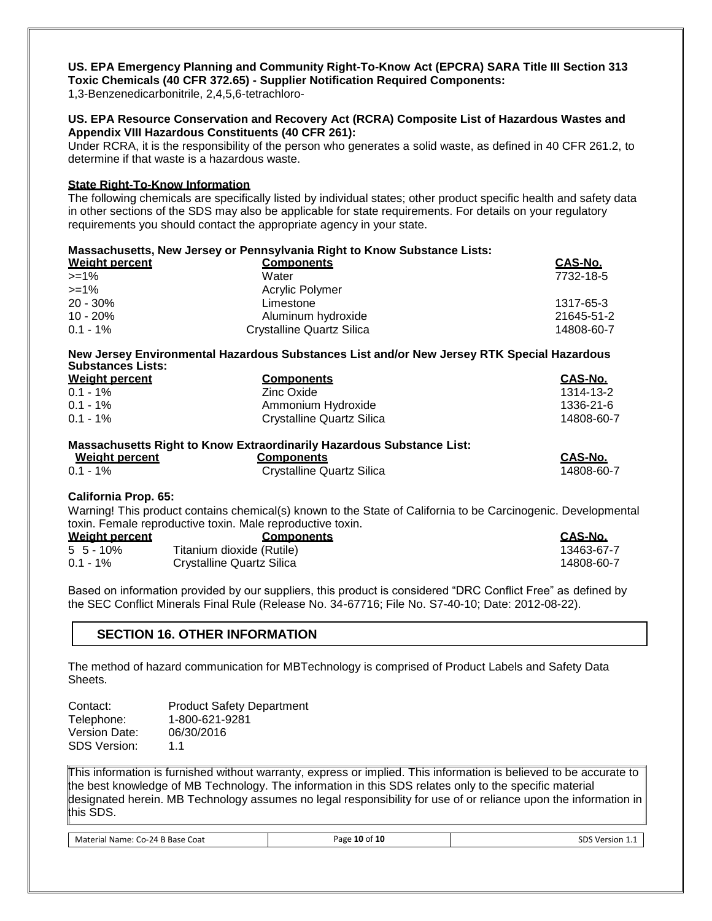**US. EPA Emergency Planning and Community Right-To-Know Act (EPCRA) SARA Title III Section 313 Toxic Chemicals (40 CFR 372.65) - Supplier Notification Required Components:**
1,3-Benzenedicarbonitrile, 2,4,5,6-tetrachloro-

**US. EPA Resource Conservation and Recovery Act (RCRA) Composite List of Hazardous Wastes and Appendix VIII Hazardous Constituents (40 CFR 261):**
Under RCRA, it is the responsibility of the person who generates a solid waste, as defined in 40 CFR 261.2, to determine if that waste is a hazardous waste.

**State Right-To-Know Information**
The following chemicals are specifically listed by individual states; other product specific health and safety data in other sections of the SDS may also be applicable for state requirements. For details on your regulatory requirements you should contact the appropriate agency in your state.

**Massachusetts, New Jersey or Pennsylvania Right to Know Substance Lists:**

| Weight percent | Components | CAS-No. |
|---|---|---|
| >=1% | Water | 7732-18-5 |
| >=1% | Acrylic Polymer | |
| 20 - 30% | Limestone | 1317-65-3 |
| 10 - 20% | Aluminum hydroxide | 21645-51-2 |
| 0.1 - 1% | Crystalline Quartz Silica | 14808-60-7 |

**New Jersey Environmental Hazardous Substances List and/or New Jersey RTK Special Hazardous Substances Lists:**

| Weight percent | Components | CAS-No. |
|---|---|---|
| 0.1 - 1% | Zinc Oxide | 1314-13-2 |
| 0.1 - 1% | Ammonium Hydroxide | 1336-21-6 |
| 0.1 - 1% | Crystalline Quartz Silica | 14808-60-7 |

**Massachusetts Right to Know Extraordinarily Hazardous Substance List:**

| Weight percent | Components | CAS-No. |
|---|---|---|
| 0.1 - 1% | Crystalline Quartz Silica | 14808-60-7 |

**California Prop. 65:**
Warning! This product contains chemical(s) known to the State of California to be Carcinogenic. Developmental toxin. Female reproductive toxin. Male reproductive toxin.

| Weight percent | Components | CAS-No. |
|---|---|---|
| 5 5 - 10% | Titanium dioxide (Rutile) | 13463-67-7 |
| 0.1 - 1% | Crystalline Quartz Silica | 14808-60-7 |

Based on information provided by our suppliers, this product is considered "DRC Conflict Free" as defined by the SEC Conflict Minerals Final Rule (Release No. 34-67716; File No. S7-40-10; Date: 2012-08-22).

## SECTION 16. OTHER INFORMATION

The method of hazard communication for MBTechnology is comprised of Product Labels and Safety Data Sheets.

| | |
|---|---|
| Contact: | Product Safety Department |
| Telephone: | 1-800-621-9281 |
| Version Date: | 06/30/2016 |
| SDS Version: | 1.1 |

This information is furnished without warranty, express or implied. This information is believed to be accurate to the best knowledge of MB Technology. The information in this SDS relates only to the specific material designated herein. MB Technology assumes no legal responsibility for use of or reliance upon the information in this SDS.